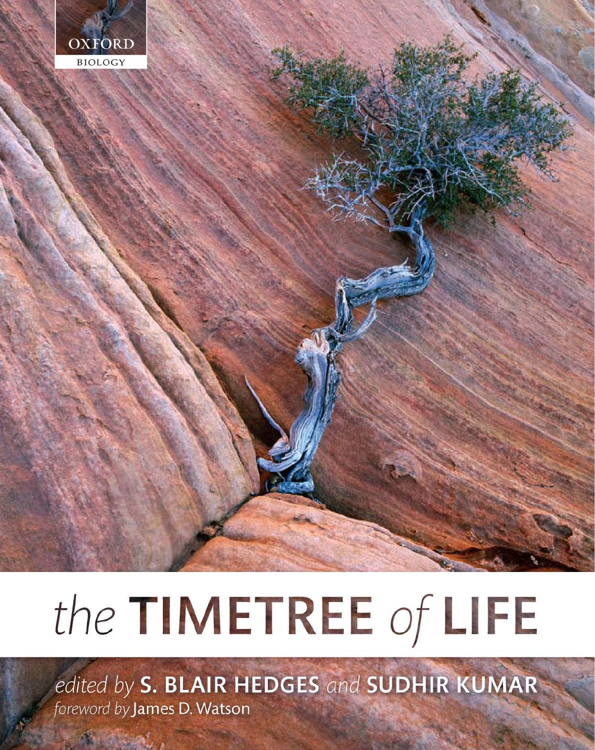OXFORD

BIOLOGY

# the TIMETREE of LIFE

*edited by* **S. BLAIR HEDGES** *and* **SUDHIR KUMAR**

*foreword by* James D. Watson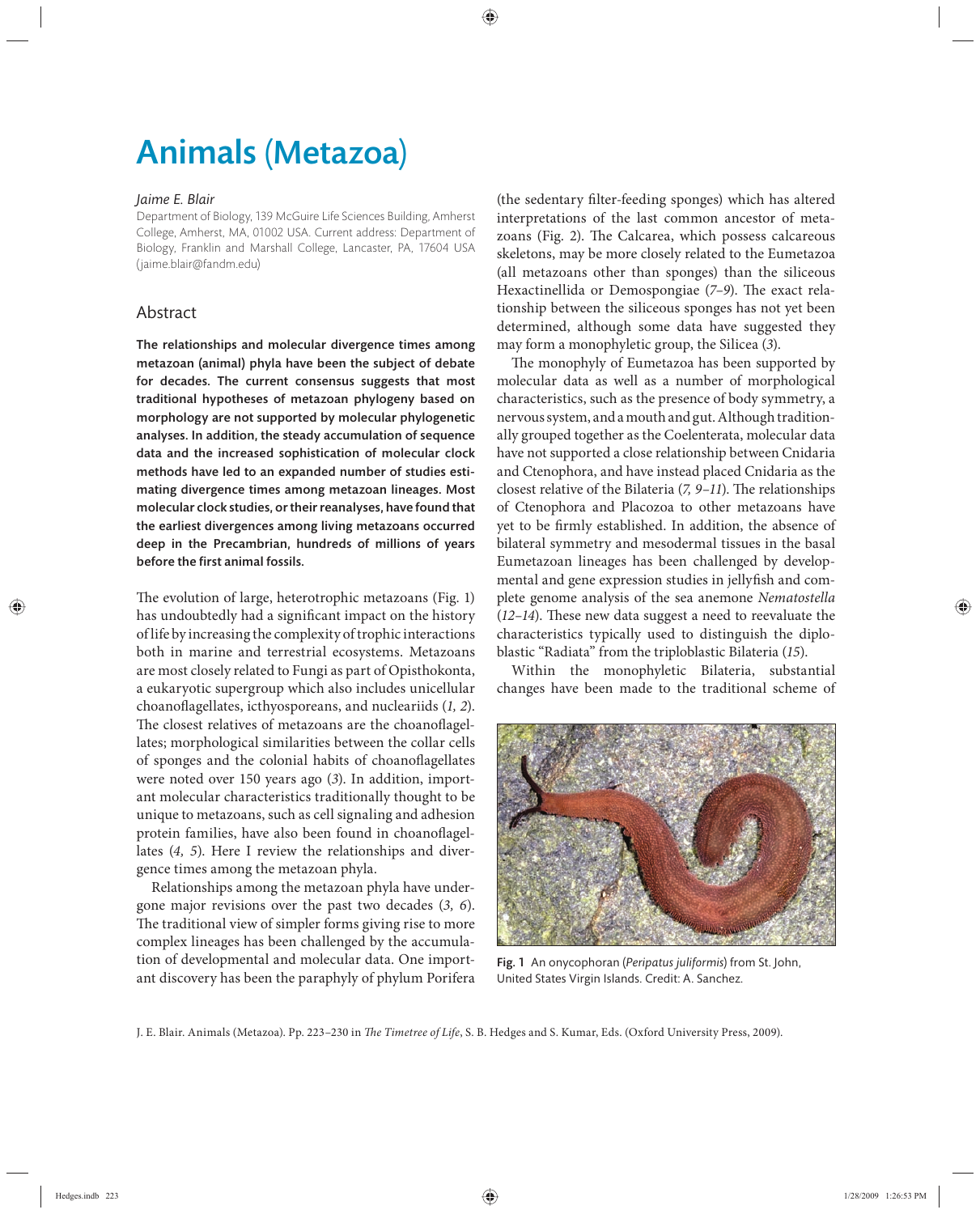# Animals (Metazoa)

*Jaime E. Blair*

Department of Biology, 139 McGuire Life Sciences Building, Amherst College, Amherst, MA, 01002 USA. Current address: Department of Biology, Franklin and Marshall College, Lancaster, PA, 17604 USA (jaime.blair@fandm.edu)

## Abstract

**The relationships and molecular divergence times among metazoan (animal) phyla have been the subject of debate for decades. The current consensus suggests that most traditional hypotheses of metazoan phylogeny based on morphology are not supported by molecular phylogenetic analyses. In addition, the steady accumulation of sequence data and the increased sophistication of molecular clock methods have led to an expanded number of studies estimating divergence times among metazoan lineages. Most molecular clock studies, or their reanalyses, have found that the earliest divergences among living metazoans occurred deep in the Precambrian, hundreds of millions of years before the first animal fossils.**

The evolution of large, heterotrophic metazoans (Fig. 1) has undoubtedly had a significant impact on the history of life by increasing the complexity of trophic interactions both in marine and terrestrial ecosystems. Metazoans are most closely related to Fungi as part of Opisthokonta, a eukaryotic supergroup which also includes unicellular choanoflagellates, icthyosporeans, and nucleariids (*1, 2*). The closest relatives of metazoans are the choanoflagellates; morphological similarities between the collar cells of sponges and the colonial habits of choanoflagellates were noted over 150 years ago (*3*). In addition, important molecular characteristics traditionally thought to be unique to metazoans, such as cell signaling and adhesion protein families, have also been found in choanoflagellates (*4, 5*). Here I review the relationships and divergence times among the metazoan phyla.

Relationships among the metazoan phyla have undergone major revisions over the past two decades (*3, 6*). The traditional view of simpler forms giving rise to more complex lineages has been challenged by the accumulation of developmental and molecular data. One important discovery has been the paraphyly of phylum Porifera (the sedentary filter-feeding sponges) which has altered interpretations of the last common ancestor of metazoans (Fig. 2). The Calcarea, which possess calcareous skeletons, may be more closely related to the Eumetazoa (all metazoans other than sponges) than the siliceous Hexactinellida or Demospongiae (*7–9*). The exact relationship between the siliceous sponges has not yet been determined, although some data have suggested they may form a monophyletic group, the Silicea (*3*).

The monophyly of Eumetazoa has been supported by molecular data as well as a number of morphological characteristics, such as the presence of body symmetry, a nervous system, and a mouth and gut. Although traditionally grouped together as the Coelenterata, molecular data have not supported a close relationship between Cnidaria and Ctenophora, and have instead placed Cnidaria as the closest relative of the Bilateria (*7, 9–11*). The relationships of Ctenophora and Placozoa to other metazoans have yet to be firmly established. In addition, the absence of bilateral symmetry and mesodermal tissues in the basal Eumetazoan lineages has been challenged by developmental and gene expression studies in jellyfish and complete genome analysis of the sea anemone *Nematostella* (*12–14*). These new data suggest a need to reevaluate the characteristics typically used to distinguish the diploblastic "Radiata" from the triploblastic Bilateria (*15*).

Within the monophyletic Bilateria, substantial changes have been made to the traditional scheme of

Fig. 1 An onycophoran (*Peripatus juliformis*) from St. John, United States Virgin Islands. Credit: A. Sanchez.

J. E. Blair. Animals (Metazoa). Pp. 223–230 in *The Timetree of Life*, S. B. Hedges and S. Kumar, Eds. (Oxford University Press, 2009).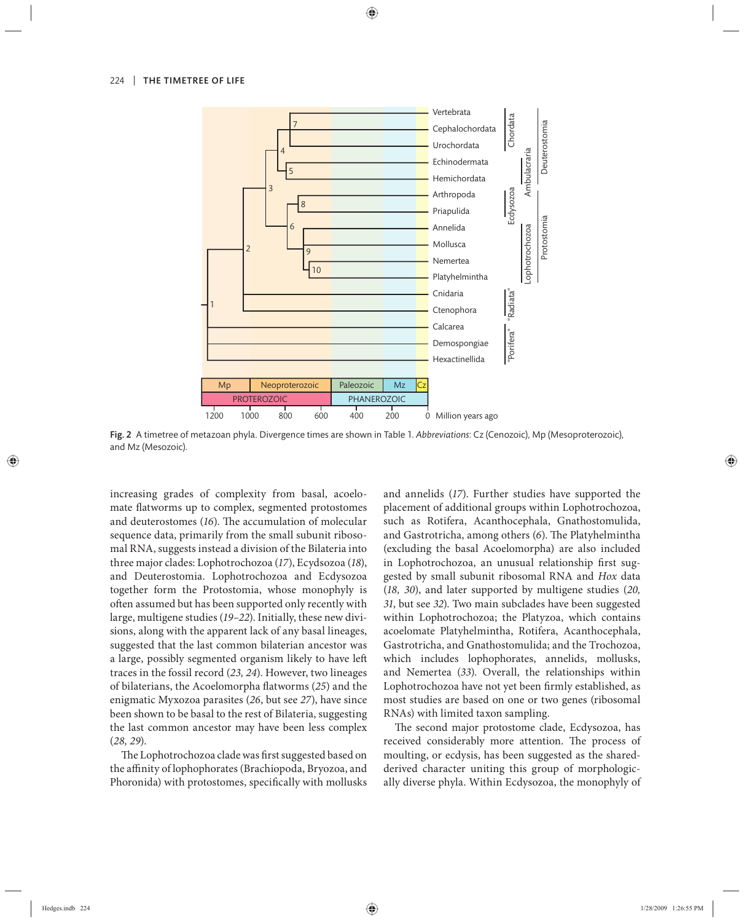Fig. 2 A timetree of metazoan phyla. Divergence times are shown in Table 1. *Abbreviations*: Cz (Cenozoic), Mp (Mesoproterozoic), and Mz (Mesozoic).

increasing grades of complexity from basal, acoelomate flatworms up to complex, segmented protostomes and deuterostomes (*16*). The accumulation of molecular sequence data, primarily from the small subunit ribosomal RNA, suggests instead a division of the Bilateria into three major clades: Lophotrochozoa (*17*), Ecydsozoa (*18*), and Deuterostomia. Lophotrochozoa and Ecdysozoa together form the Protostomia, whose monophyly is often assumed but has been supported only recently with large, multigene studies (*19–22*). Initially, these new divisions, along with the apparent lack of any basal lineages, suggested that the last common bilaterian ancestor was a large, possibly segmented organism likely to have left traces in the fossil record (*23, 24*). However, two lineages of bilaterians, the Acoelomorpha flatworms (*25*) and the enigmatic Myxozoa parasites (*26*, but see *27*), have since been shown to be basal to the rest of Bilateria, suggesting the last common ancestor may have been less complex (*28, 29*).

The Lophotrochozoa clade was first suggested based on the affinity of lophophorates (Brachiopoda, Bryozoa, and Phoronida) with protostomes, specifically with mollusks and annelids (*17*). Further studies have supported the placement of additional groups within Lophotrochozoa, such as Rotifera, Acanthocephala, Gnathostomulida, and Gastrotricha, among others (*6*). The Platyhelmintha (excluding the basal Acoelomorpha) are also included in Lophotrochozoa, an unusual relationship first suggested by small subunit ribosomal RNA and *Hox* data (*18, 30*), and later supported by multigene studies (*20, 31*, but see *32*). Two main subclades have been suggested within Lophotrochozoa; the Platyzoa, which contains acoelomate Platyhelmintha, Rotifera, Acanthocephala, Gastrotricha, and Gnathostomulida; and the Trochozoa, which includes lophophorates, annelids, mollusks, and Nemertea (*33*). Overall, the relationships within Lophotrochozoa have not yet been firmly established, as most studies are based on one or two genes (ribosomal RNAs) with limited taxon sampling.

The second major protostome clade, Ecdysozoa, has received considerably more attention. The process of moulting, or ecdysis, has been suggested as the shared-derived character uniting this group of morphologically diverse phyla. Within Ecdysozoa, the monophyly of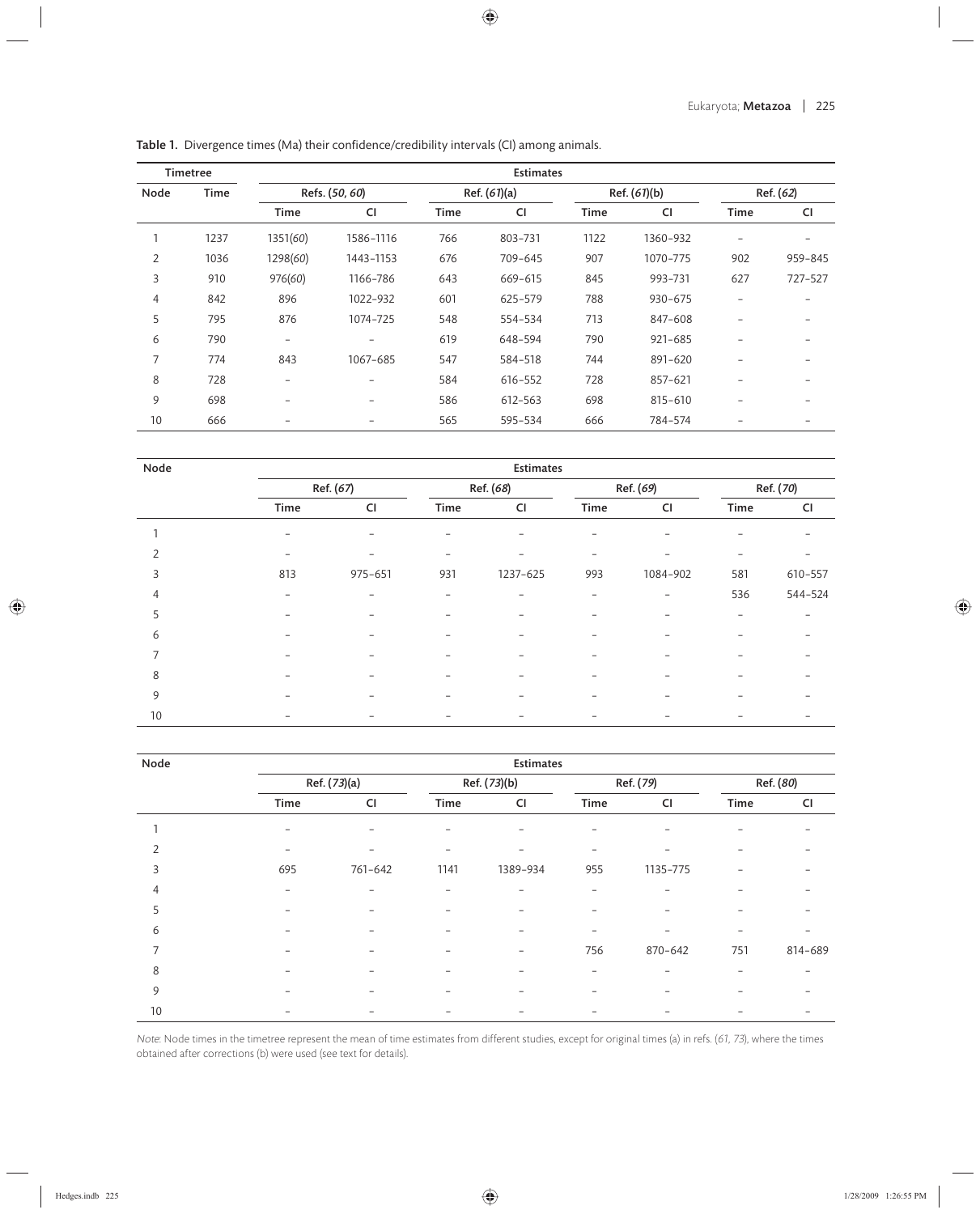**Table 1.** Divergence times (Ma) their confidence/credibility intervals (CI) among animals.

| Timetree | | Estimates | | | | | | | |
|---|---|---|---|---|---|---|---|---|---|
| Node | Time | Refs. (*50*, *60*) | | Ref. (*61*)(a) | | Ref. (*61*)(b) | | Ref. (*62*) | |
| | | Time | CI | Time | CI | Time | CI | Time | CI |
| 1 | 1237 | 1351(*60*) | 1586–1116 | 766 | 803–731 | 1122 | 1360–932 | – | – |
| 2 | 1036 | 1298(*60*) | 1443–1153 | 676 | 709–645 | 907 | 1070–775 | 902 | 959–845 |
| 3 | 910 | 976(*60*) | 1166–786 | 643 | 669–615 | 845 | 993–731 | 627 | 727–527 |
| 4 | 842 | 896 | 1022–932 | 601 | 625–579 | 788 | 930–675 | – | – |
| 5 | 795 | 876 | 1074–725 | 548 | 554–534 | 713 | 847–608 | – | – |
| 6 | 790 | – | – | 619 | 648–594 | 790 | 921–685 | – | – |
| 7 | 774 | 843 | 1067–685 | 547 | 584–518 | 744 | 891–620 | – | – |
| 8 | 728 | – | – | 584 | 616–552 | 728 | 857–621 | – | – |
| 9 | 698 | – | – | 586 | 612–563 | 698 | 815–610 | – | – |
| 10 | 666 | – | – | 565 | 595–534 | 666 | 784–574 | – | – |

| Node | Estimates | | | | | | | |
|---|---|---|---|---|---|---|---|---|
| | Ref. (*67*) | | Ref. (*68*) | | Ref. (*69*) | | Ref. (*70*) | |
| | Time | CI | Time | CI | Time | CI | Time | CI |
| 1 | – | – | – | – | – | – | – | – |
| 2 | – | – | – | – | – | – | – | – |
| 3 | 813 | 975–651 | 931 | 1237–625 | 993 | 1084–902 | 581 | 610–557 |
| 4 | – | – | – | – | – | – | 536 | 544–524 |
| 5 | – | – | – | – | – | – | – | – |
| 6 | – | – | – | – | – | – | – | – |
| 7 | – | – | – | – | – | – | – | – |
| 8 | – | – | – | – | – | – | – | – |
| 9 | – | – | – | – | – | – | – | – |
| 10 | – | – | – | – | – | – | – | – |

| Node | Estimates | | | | | | | |
|---|---|---|---|---|---|---|---|---|
| | Ref. (*73*)(a) | | Ref. (*73*)(b) | | Ref. (*79*) | | Ref. (*80*) | |
| | Time | CI | Time | CI | Time | CI | Time | CI |
| 1 | – | – | – | – | – | – | – | – |
| 2 | – | – | – | – | – | – | – | – |
| 3 | 695 | 761–642 | 1141 | 1389–934 | 955 | 1135–775 | – | – |
| 4 | – | – | – | – | – | – | – | – |
| 5 | – | – | – | – | – | – | – | – |
| 6 | – | – | – | – | – | – | – | – |
| 7 | – | – | – | – | 756 | 870–642 | 751 | 814–689 |
| 8 | – | – | – | – | – | – | – | – |
| 9 | – | – | – | – | – | – | – | – |
| 10 | – | – | – | – | – | – | – | – |

*Note*: Node times in the timetree represent the mean of time estimates from different studies, except for original times (a) in refs. (*61*, *73*), where the times obtained after corrections (b) were used (see text for details).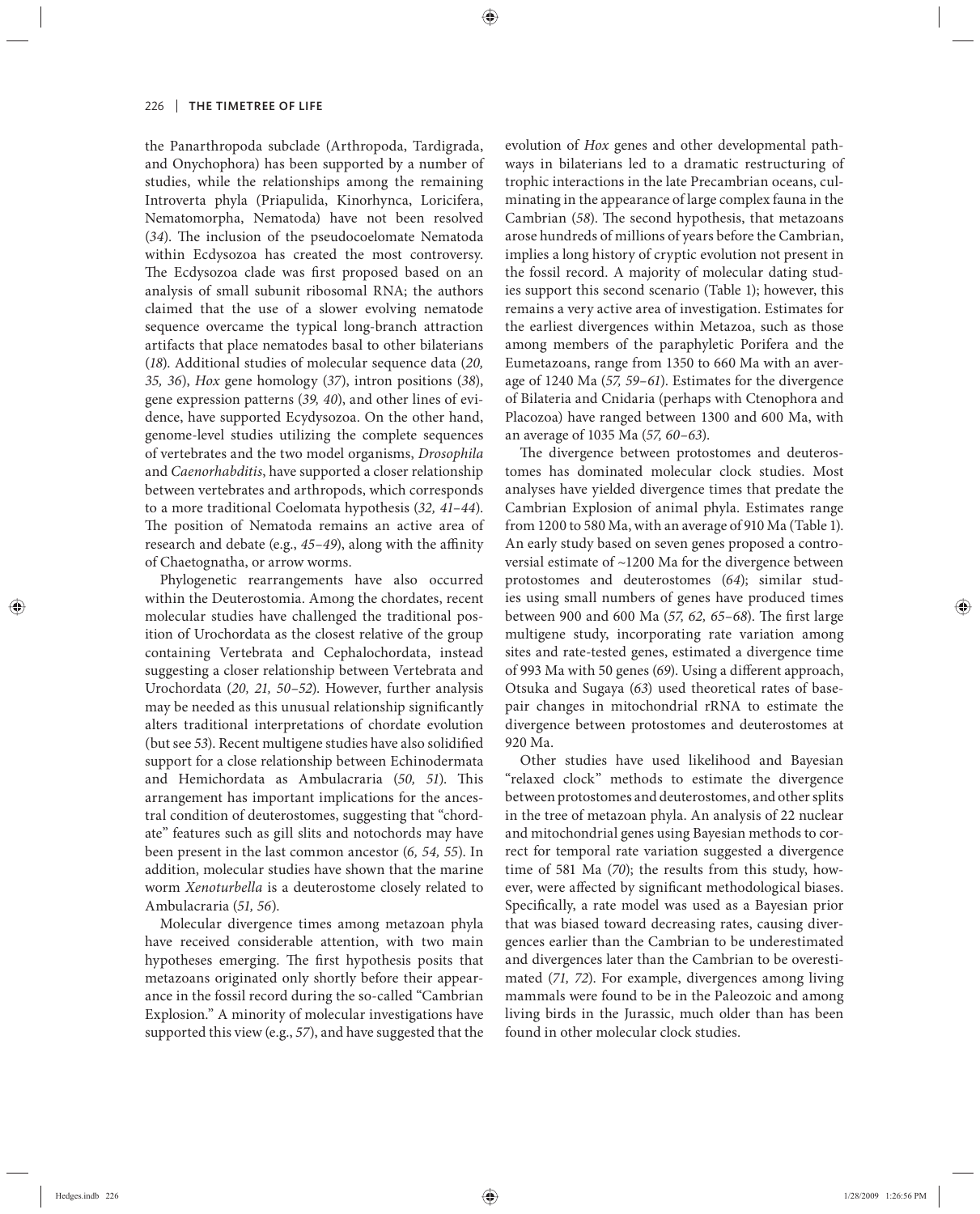the Panarthropoda subclade (Arthropoda, Tardigrada, and Onychophora) has been supported by a number of studies, while the relationships among the remaining Introverta phyla (Priapulida, Kinorhynca, Loricifera, Nematomorpha, Nematoda) have not been resolved (*34*). The inclusion of the pseudocoelomate Nematoda within Ecdysozoa has created the most controversy. The Ecdysozoa clade was first proposed based on an analysis of small subunit ribosomal RNA; the authors claimed that the use of a slower evolving nematode sequence overcame the typical long-branch attraction artifacts that place nematodes basal to other bilaterians (*18*). Additional studies of molecular sequence data (*20, 35, 36*), *Hox* gene homology (*37*), intron positions (*38*), gene expression patterns (*39, 40*), and other lines of evidence, have supported Ecydysozoa. On the other hand, genome-level studies utilizing the complete sequences of vertebrates and the two model organisms, *Drosophila* and *Caenorhabditis*, have supported a closer relationship between vertebrates and arthropods, which corresponds to a more traditional Coelomata hypothesis (*32, 41–44*). The position of Nematoda remains an active area of research and debate (e.g., *45–49*), along with the affinity of Chaetognatha, or arrow worms.

Phylogenetic rearrangements have also occurred within the Deuterostomia. Among the chordates, recent molecular studies have challenged the traditional position of Urochordata as the closest relative of the group containing Vertebrata and Cephalochordata, instead suggesting a closer relationship between Vertebrata and Urochordata (*20, 21, 50–52*). However, further analysis may be needed as this unusual relationship significantly alters traditional interpretations of chordate evolution (but see *53*). Recent multigene studies have also solidified support for a close relationship between Echinodermata and Hemichordata as Ambulacraria (*50, 51*). This arrangement has important implications for the ancestral condition of deuterostomes, suggesting that "chordate" features such as gill slits and notochords may have been present in the last common ancestor (*6, 54, 55*). In addition, molecular studies have shown that the marine worm *Xenoturbella* is a deuterostome closely related to Ambulacraria (*51, 56*).

Molecular divergence times among metazoan phyla have received considerable attention, with two main hypotheses emerging. The first hypothesis posits that metazoans originated only shortly before their appearance in the fossil record during the so-called "Cambrian Explosion." A minority of molecular investigations have supported this view (e.g., *57*), and have suggested that the evolution of *Hox* genes and other developmental pathways in bilaterians led to a dramatic restructuring of trophic interactions in the late Precambrian oceans, culminating in the appearance of large complex fauna in the Cambrian (*58*). The second hypothesis, that metazoans arose hundreds of millions of years before the Cambrian, implies a long history of cryptic evolution not present in the fossil record. A majority of molecular dating studies support this second scenario (Table 1); however, this remains a very active area of investigation. Estimates for the earliest divergences within Metazoa, such as those among members of the paraphyletic Porifera and the Eumetazoans, range from 1350 to 660 Ma with an average of 1240 Ma (*57, 59–61*). Estimates for the divergence of Bilateria and Cnidaria (perhaps with Ctenophora and Placozoa) have ranged between 1300 and 600 Ma, with an average of 1035 Ma (*57, 60–63*).

The divergence between protostomes and deuterostomes has dominated molecular clock studies. Most analyses have yielded divergence times that predate the Cambrian Explosion of animal phyla. Estimates range from 1200 to 580 Ma, with an average of 910 Ma (Table 1). An early study based on seven genes proposed a controversial estimate of ~1200 Ma for the divergence between protostomes and deuterostomes (*64*); similar studies using small numbers of genes have produced times between 900 and 600 Ma (*57, 62, 65–68*). The first large multigene study, incorporating rate variation among sites and rate-tested genes, estimated a divergence time of 993 Ma with 50 genes (*69*). Using a different approach, Otsuka and Sugaya (*63*) used theoretical rates of base-pair changes in mitochondrial rRNA to estimate the divergence between protostomes and deuterostomes at 920 Ma.

Other studies have used likelihood and Bayesian "relaxed clock" methods to estimate the divergence between protostomes and deuterostomes, and other splits in the tree of metazoan phyla. An analysis of 22 nuclear and mitochondrial genes using Bayesian methods to correct for temporal rate variation suggested a divergence time of 581 Ma (*70*); the results from this study, however, were affected by significant methodological biases. Specifically, a rate model was used as a Bayesian prior that was biased toward decreasing rates, causing divergences earlier than the Cambrian to be underestimated and divergences later than the Cambrian to be overestimated (*71, 72*). For example, divergences among living mammals were found to be in the Paleozoic and among living birds in the Jurassic, much older than has been found in other molecular clock studies.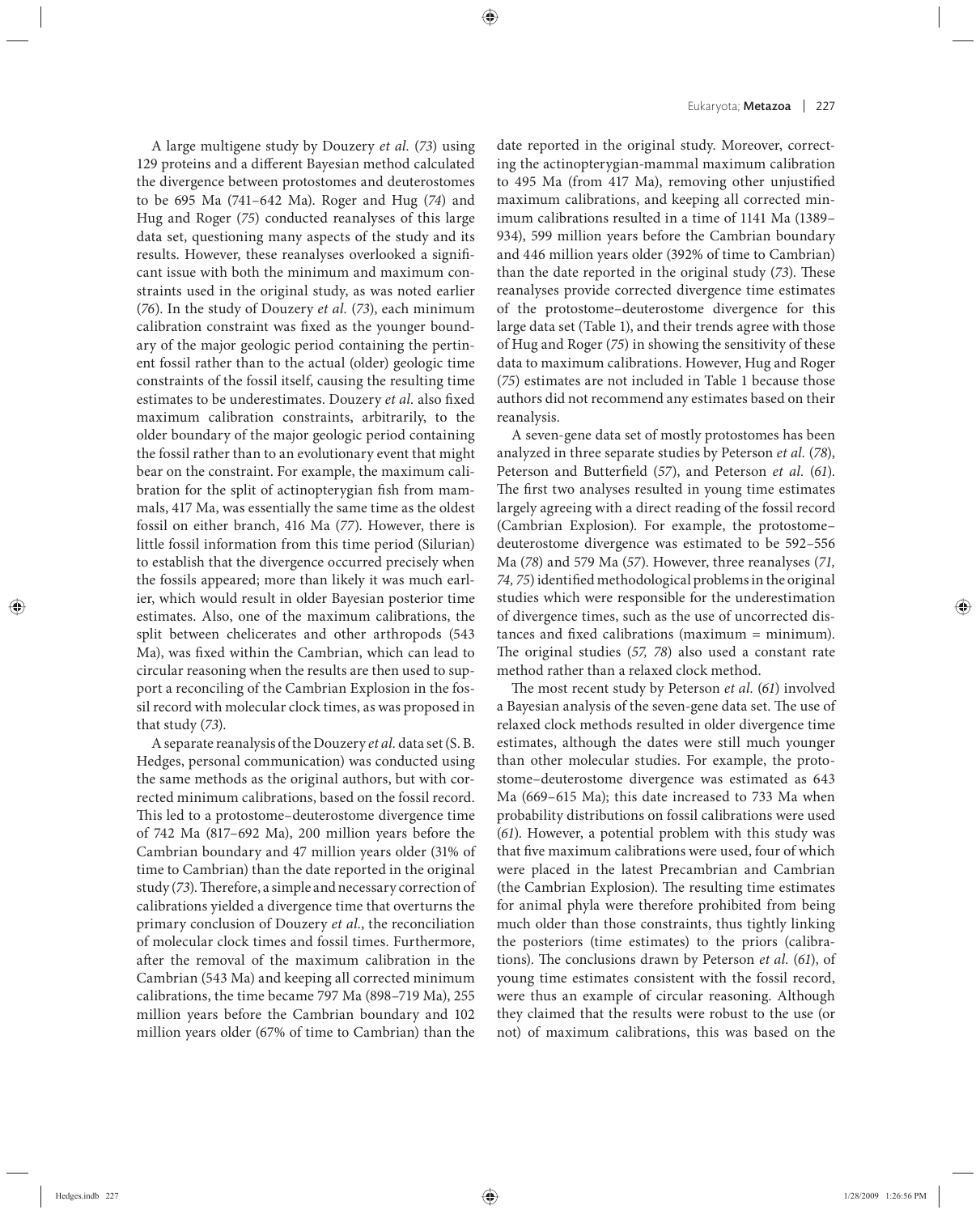A large multigene study by Douzery *et al.* (*73*) using 129 proteins and a different Bayesian method calculated the divergence between protostomes and deuterostomes to be 695 Ma (741–642 Ma). Roger and Hug (*74*) and Hug and Roger (*75*) conducted reanalyses of this large data set, questioning many aspects of the study and its results. However, these reanalyses overlooked a significant issue with both the minimum and maximum constraints used in the original study, as was noted earlier (*76*). In the study of Douzery *et al.* (*73*), each minimum calibration constraint was fixed as the younger boundary of the major geologic period containing the pertinent fossil rather than to the actual (older) geologic time constraints of the fossil itself, causing the resulting time estimates to be underestimates. Douzery *et al.* also fixed maximum calibration constraints, arbitrarily, to the older boundary of the major geologic period containing the fossil rather than to an evolutionary event that might bear on the constraint. For example, the maximum calibration for the split of actinopterygian fish from mammals, 417 Ma, was essentially the same time as the oldest fossil on either branch, 416 Ma (*77*). However, there is little fossil information from this time period (Silurian) to establish that the divergence occurred precisely when the fossils appeared; more than likely it was much earlier, which would result in older Bayesian posterior time estimates. Also, one of the maximum calibrations, the split between chelicerates and other arthropods (543 Ma), was fixed within the Cambrian, which can lead to circular reasoning when the results are then used to support a reconciling of the Cambrian Explosion in the fossil record with molecular clock times, as was proposed in that study (*73*).

A separate reanalysis of the Douzery *et al.* data set (S. B. Hedges, personal communication) was conducted using the same methods as the original authors, but with corrected minimum calibrations, based on the fossil record. This led to a protostome–deuterostome divergence time of 742 Ma (817–692 Ma), 200 million years before the Cambrian boundary and 47 million years older (31% of time to Cambrian) than the date reported in the original study (*73*). Therefore, a simple and necessary correction of calibrations yielded a divergence time that overturns the primary conclusion of Douzery *et al.*, the reconciliation of molecular clock times and fossil times. Furthermore, after the removal of the maximum calibration in the Cambrian (543 Ma) and keeping all corrected minimum calibrations, the time became 797 Ma (898–719 Ma), 255 million years before the Cambrian boundary and 102 million years older (67% of time to Cambrian) than the date reported in the original study. Moreover, correcting the actinopterygian-mammal maximum calibration to 495 Ma (from 417 Ma), removing other unjustified maximum calibrations, and keeping all corrected minimum calibrations resulted in a time of 1141 Ma (1389–934), 599 million years before the Cambrian boundary and 446 million years older (392% of time to Cambrian) than the date reported in the original study (*73*). These reanalyses provide corrected divergence time estimates of the protostome–deuterostome divergence for this large data set (Table 1), and their trends agree with those of Hug and Roger (*75*) in showing the sensitivity of these data to maximum calibrations. However, Hug and Roger (*75*) estimates are not included in Table 1 because those authors did not recommend any estimates based on their reanalysis.

A seven-gene data set of mostly protostomes has been analyzed in three separate studies by Peterson *et al.* (*78*), Peterson and Butterfield (*57*), and Peterson *et al.* (*61*). The first two analyses resulted in young time estimates largely agreeing with a direct reading of the fossil record (Cambrian Explosion). For example, the protostome–deuterostome divergence was estimated to be 592–556 Ma (*78*) and 579 Ma (*57*). However, three reanalyses (*71, 74, 75*) identified methodological problems in the original studies which were responsible for the underestimation of divergence times, such as the use of uncorrected distances and fixed calibrations (maximum = minimum). The original studies (*57, 78*) also used a constant rate method rather than a relaxed clock method.

The most recent study by Peterson *et al.* (*61*) involved a Bayesian analysis of the seven-gene data set. The use of relaxed clock methods resulted in older divergence time estimates, although the dates were still much younger than other molecular studies. For example, the protostome–deuterostome divergence was estimated as 643 Ma (669–615 Ma); this date increased to 733 Ma when probability distributions on fossil calibrations were used (*61*). However, a potential problem with this study was that five maximum calibrations were used, four of which were placed in the latest Precambrian and Cambrian (the Cambrian Explosion). The resulting time estimates for animal phyla were therefore prohibited from being much older than those constraints, thus tightly linking the posteriors (time estimates) to the priors (calibrations). The conclusions drawn by Peterson *et al.* (*61*), of young time estimates consistent with the fossil record, were thus an example of circular reasoning. Although they claimed that the results were robust to the use (or not) of maximum calibrations, this was based on the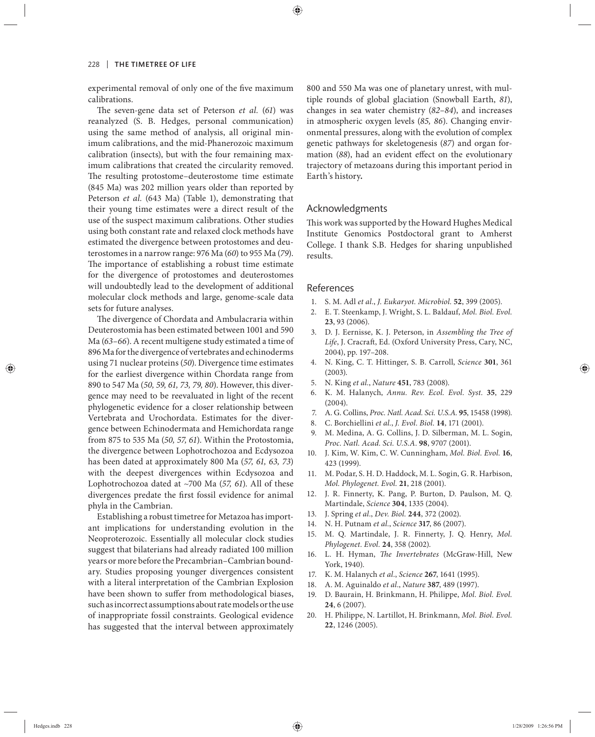experimental removal of only one of the five maximum calibrations.

The seven-gene data set of Peterson *et al.* (*61*) was reanalyzed (S. B. Hedges, personal communication) using the same method of analysis, all original minimum calibrations, and the mid-Phanerozoic maximum calibration (insects), but with the four remaining maximum calibrations that created the circularity removed. The resulting protostome–deuterostome time estimate (845 Ma) was 202 million years older than reported by Peterson *et al.* (643 Ma) (Table 1), demonstrating that their young time estimates were a direct result of the use of the suspect maximum calibrations. Other studies using both constant rate and relaxed clock methods have estimated the divergence between protostomes and deuterostomes in a narrow range: 976 Ma (*60*) to 955 Ma (*79*). The importance of establishing a robust time estimate for the divergence of protostomes and deuterostomes will undoubtedly lead to the development of additional molecular clock methods and large, genome-scale data sets for future analyses.

The divergence of Chordata and Ambulacraria within Deuterostomia has been estimated between 1001 and 590 Ma (*63–66*). A recent multigene study estimated a time of 896 Ma for the divergence of vertebrates and echinoderms using 71 nuclear proteins (*50*). Divergence time estimates for the earliest divergence within Chordata range from 890 to 547 Ma (*50, 59, 61, 73, 79, 80*). However, this divergence may need to be reevaluated in light of the recent phylogenetic evidence for a closer relationship between Vertebrata and Urochordata. Estimates for the divergence between Echinodermata and Hemichordata range from 875 to 535 Ma (*50, 57, 61*). Within the Protostomia, the divergence between Lophotrochozoa and Ecdysozoa has been dated at approximately 800 Ma (*57, 61, 63, 73*) with the deepest divergences within Ecdysozoa and Lophotrochozoa dated at ~700 Ma (*57, 61*). All of these divergences predate the first fossil evidence for animal phyla in the Cambrian.

Establishing a robust timetree for Metazoa has important implications for understanding evolution in the Neoproterozoic. Essentially all molecular clock studies suggest that bilaterians had already radiated 100 million years or more before the Precambrian–Cambrian boundary. Studies proposing younger divergences consistent with a literal interpretation of the Cambrian Explosion have been shown to suffer from methodological biases, such as incorrect assumptions about rate models or the use of inappropriate fossil constraints. Geological evidence has suggested that the interval between approximately 800 and 550 Ma was one of planetary unrest, with multiple rounds of global glaciation (Snowball Earth, *81*), changes in sea water chemistry (*82–84*), and increases in atmospheric oxygen levels (*85, 86*). Changing environmental pressures, along with the evolution of complex genetic pathways for skeletogenesis (*87*) and organ formation (*88*), had an evident effect on the evolutionary trajectory of metazoans during this important period in Earth's history**.**

## Acknowledgments

This work was supported by the Howard Hughes Medical Institute Genomics Postdoctoral grant to Amherst College. I thank S.B. Hedges for sharing unpublished results.

## References

1. S. M. Adl *et al.*, *J. Eukaryot. Microbiol.* **52**, 399 (2005).
2. E. T. Steenkamp, J. Wright, S. L. Baldauf, *Mol. Biol. Evol.* **23**, 93 (2006).
3. D. J. Eernisse, K. J. Peterson, in *Assembling the Tree of Life*, J. Cracraft, Ed. (Oxford University Press, Cary, NC, 2004), pp. 197–208.
4. N. King, C. T. Hittinger, S. B. Carroll, *Science* **301**, 361 (2003).
5. N. King *et al.*, *Nature* **451**, 783 (2008).
6. K. M. Halanych, *Annu. Rev. Ecol. Evol. Syst.* **35**, 229 (2004).
7. A. G. Collins, *Proc. Natl. Acad. Sci. U.S.A.* **95**, 15458 (1998).
8. C. Borchiellini *et al.*, *J. Evol. Biol.* **14**, 171 (2001).
9. M. Medina, A. G. Collins, J. D. Silberman, M. L. Sogin, *Proc. Natl. Acad. Sci. U.S.A.* **98**, 9707 (2001).
10. J. Kim, W. Kim, C. W. Cunningham, *Mol. Biol. Evol.* **16**, 423 (1999).
11. M. Podar, S. H. D. Haddock, M. L. Sogin, G. R. Harbison, *Mol. Phylogenet. Evol.* **21**, 218 (2001).
12. J. R. Finnerty, K. Pang, P. Burton, D. Paulson, M. Q. Martindale, *Science* **304**, 1335 (2004).
13. J. Spring *et al.*, *Dev. Biol.* **244**, 372 (2002).
14. N. H. Putnam *et al.*, *Science* **317**, 86 (2007).
15. M. Q. Martindale, J. R. Finnerty, J. Q. Henry, *Mol. Phylogenet. Evol.* **24**, 358 (2002).
16. L. H. Hyman, *The Invertebrates* (McGraw-Hill, New York, 1940).
17. K. M. Halanych *et al.*, *Science* **267**, 1641 (1995).
18. A. M. Aguinaldo *et al.*, *Nature* **387**, 489 (1997).
19. D. Baurain, H. Brinkmann, H. Philippe, *Mol. Biol. Evol.* **24**, 6 (2007).
20. H. Philippe, N. Lartillot, H. Brinkmann, *Mol. Biol. Evol.* **22**, 1246 (2005).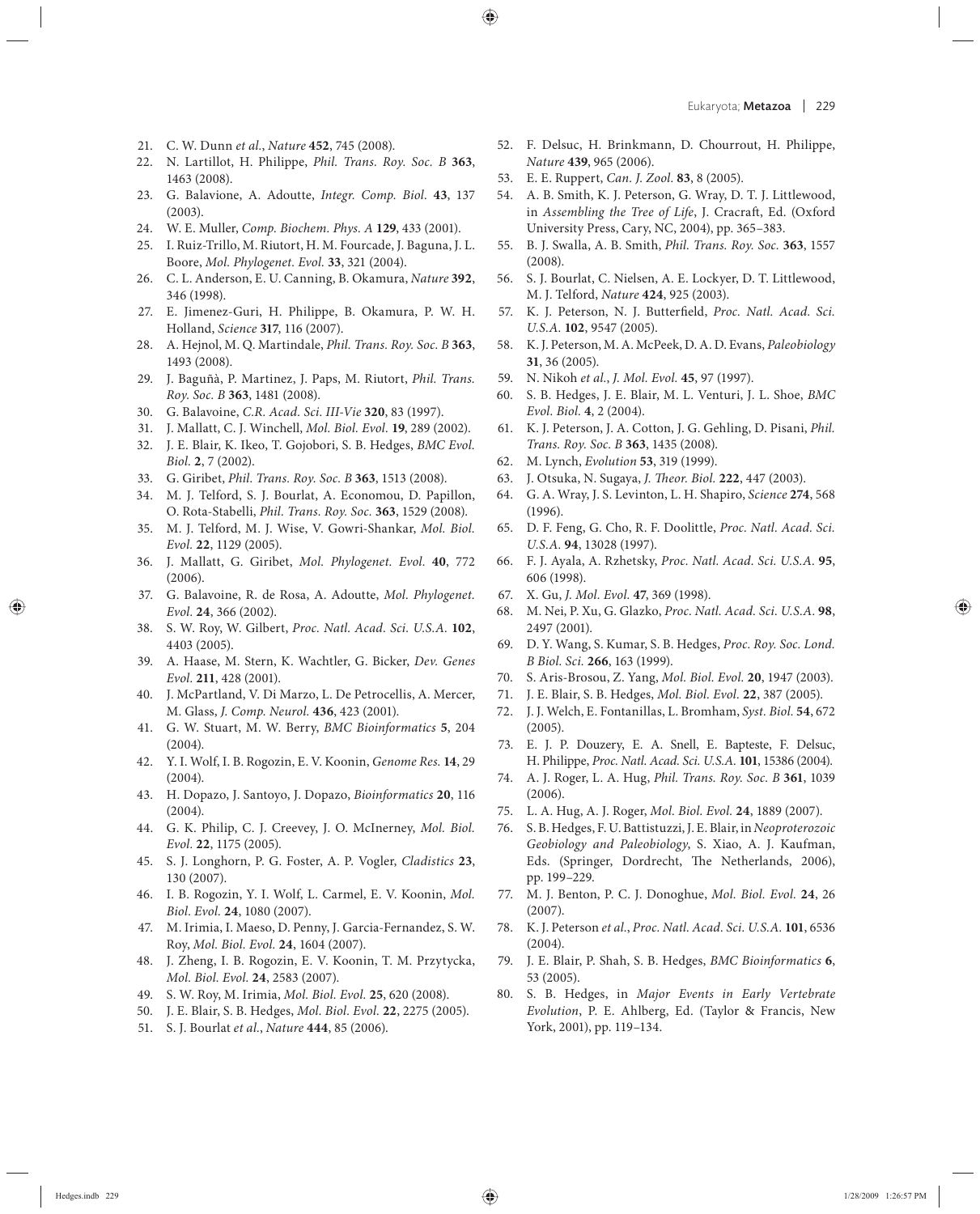21. C. W. Dunn *et al.*, *Nature* **452**, 745 (2008).
22. N. Lartillot, H. Philippe, *Phil. Trans. Roy. Soc. B* **363**, 1463 (2008).
23. G. Balavione, A. Adoutte, *Integr. Comp. Biol.* **43**, 137 (2003).
24. W. E. Muller, *Comp. Biochem. Phys. A* **129**, 433 (2001).
25. I. Ruiz-Trillo, M. Riutort, H. M. Fourcade, J. Baguna, J. L. Boore, *Mol. Phylogenet. Evol.* **33**, 321 (2004).
26. C. L. Anderson, E. U. Canning, B. Okamura, *Nature* **392**, 346 (1998).
27. E. Jimenez-Guri, H. Philippe, B. Okamura, P. W. H. Holland, *Science* **317**, 116 (2007).
28. A. Hejnol, M. Q. Martindale, *Phil. Trans. Roy. Soc. B* **363**, 1493 (2008).
29. J. Baguñà, P. Martinez, J. Paps, M. Riutort, *Phil. Trans. Roy. Soc. B* **363**, 1481 (2008).
30. G. Balavoine, *C.R. Acad. Sci. III-Vie* **320**, 83 (1997).
31. J. Mallatt, C. J. Winchell, *Mol. Biol. Evol.* **19**, 289 (2002).
32. J. E. Blair, K. Ikeo, T. Gojobori, S. B. Hedges, *BMC Evol. Biol.* **2**, 7 (2002).
33. G. Giribet, *Phil. Trans. Roy. Soc. B* **363**, 1513 (2008).
34. M. J. Telford, S. J. Bourlat, A. Economou, D. Papillon, O. Rota-Stabelli, *Phil. Trans. Roy. Soc.* **363**, 1529 (2008).
35. M. J. Telford, M. J. Wise, V. Gowri-Shankar, *Mol. Biol. Evol.* **22**, 1129 (2005).
36. J. Mallatt, G. Giribet, *Mol. Phylogenet. Evol.* **40**, 772 (2006).
37. G. Balavoine, R. de Rosa, A. Adoutte, *Mol. Phylogenet. Evol.* **24**, 366 (2002).
38. S. W. Roy, W. Gilbert, *Proc. Natl. Acad. Sci. U.S.A.* **102**, 4403 (2005).
39. A. Haase, M. Stern, K. Wachtler, G. Bicker, *Dev. Genes Evol.* **211**, 428 (2001).
40. J. McPartland, V. Di Marzo, L. De Petrocellis, A. Mercer, M. Glass, *J. Comp. Neurol.* **436**, 423 (2001).
41. G. W. Stuart, M. W. Berry, *BMC Bioinformatics* **5**, 204 (2004).
42. Y. I. Wolf, I. B. Rogozin, E. V. Koonin, *Genome Res.* **14**, 29 (2004).
43. H. Dopazo, J. Santoyo, J. Dopazo, *Bioinformatics* **20**, 116 (2004).
44. G. K. Philip, C. J. Creevey, J. O. McInerney, *Mol. Biol. Evol.* **22**, 1175 (2005).
45. S. J. Longhorn, P. G. Foster, A. P. Vogler, *Cladistics* **23**, 130 (2007).
46. I. B. Rogozin, Y. I. Wolf, L. Carmel, E. V. Koonin, *Mol. Biol. Evol.* **24**, 1080 (2007).
47. M. Irimia, I. Maeso, D. Penny, J. Garcia-Fernandez, S. W. Roy, *Mol. Biol. Evol.* **24**, 1604 (2007).
48. J. Zheng, I. B. Rogozin, E. V. Koonin, T. M. Przytycka, *Mol. Biol. Evol.* **24**, 2583 (2007).
49. S. W. Roy, M. Irimia, *Mol. Biol. Evol.* **25**, 620 (2008).
50. J. E. Blair, S. B. Hedges, *Mol. Biol. Evol.* **22**, 2275 (2005).
51. S. J. Bourlat *et al.*, *Nature* **444**, 85 (2006).
52. F. Delsuc, H. Brinkmann, D. Chourrout, H. Philippe, *Nature* **439**, 965 (2006).
53. E. E. Ruppert, *Can. J. Zool.* **83**, 8 (2005).
54. A. B. Smith, K. J. Peterson, G. Wray, D. T. J. Littlewood, in *Assembling the Tree of Life*, J. Cracraft, Ed. (Oxford University Press, Cary, NC, 2004), pp. 365–383.
55. B. J. Swalla, A. B. Smith, *Phil. Trans. Roy. Soc.* **363**, 1557 (2008).
56. S. J. Bourlat, C. Nielsen, A. E. Lockyer, D. T. Littlewood, M. J. Telford, *Nature* **424**, 925 (2003).
57. K. J. Peterson, N. J. Butterfield, *Proc. Natl. Acad. Sci. U.S.A.* **102**, 9547 (2005).
58. K. J. Peterson, M. A. McPeek, D. A. D. Evans, *Paleobiology* **31**, 36 (2005).
59. N. Nikoh *et al.*, *J. Mol. Evol.* **45**, 97 (1997).
60. S. B. Hedges, J. E. Blair, M. L. Venturi, J. L. Shoe, *BMC Evol. Biol.* **4**, 2 (2004).
61. K. J. Peterson, J. A. Cotton, J. G. Gehling, D. Pisani, *Phil. Trans. Roy. Soc. B* **363**, 1435 (2008).
62. M. Lynch, *Evolution* **53**, 319 (1999).
63. J. Otsuka, N. Sugaya, *J. Theor. Biol.* **222**, 447 (2003).
64. G. A. Wray, J. S. Levinton, L. H. Shapiro, *Science* **274**, 568 (1996).
65. D. F. Feng, G. Cho, R. F. Doolittle, *Proc. Natl. Acad. Sci. U.S.A.* **94**, 13028 (1997).
66. F. J. Ayala, A. Rzhetsky, *Proc. Natl. Acad. Sci. U.S.A.* **95**, 606 (1998).
67. X. Gu, *J. Mol. Evol.* **47**, 369 (1998).
68. M. Nei, P. Xu, G. Glazko, *Proc. Natl. Acad. Sci. U.S.A.* **98**, 2497 (2001).
69. D. Y. Wang, S. Kumar, S. B. Hedges, *Proc. Roy. Soc. Lond. B Biol. Sci.* **266**, 163 (1999).
70. S. Aris-Brosou, Z. Yang, *Mol. Biol. Evol.* **20**, 1947 (2003).
71. J. E. Blair, S. B. Hedges, *Mol. Biol. Evol.* **22**, 387 (2005).
72. J. J. Welch, E. Fontanillas, L. Bromham, *Syst. Biol.* **54**, 672 (2005).
73. E. J. P. Douzery, E. A. Snell, E. Bapteste, F. Delsuc, H. Philippe, *Proc. Natl. Acad. Sci. U.S.A.* **101**, 15386 (2004).
74. A. J. Roger, L. A. Hug, *Phil. Trans. Roy. Soc. B* **361**, 1039 (2006).
75. L. A. Hug, A. J. Roger, *Mol. Biol. Evol.* **24**, 1889 (2007).
76. S. B. Hedges, F. U. Battistuzzi, J. E. Blair, in *Neoproterozoic Geobiology and Paleobiology*, S. Xiao, A. J. Kaufman, Eds. (Springer, Dordrecht, The Netherlands, 2006), pp. 199–229.
77. M. J. Benton, P. C. J. Donoghue, *Mol. Biol. Evol.* **24**, 26 (2007).
78. K. J. Peterson *et al.*, *Proc. Natl. Acad. Sci. U.S.A.* **101**, 6536 (2004).
79. J. E. Blair, P. Shah, S. B. Hedges, *BMC Bioinformatics* **6**, 53 (2005).
80. S. B. Hedges, in *Major Events in Early Vertebrate Evolution*, P. E. Ahlberg, Ed. (Taylor & Francis, New York, 2001), pp. 119–134.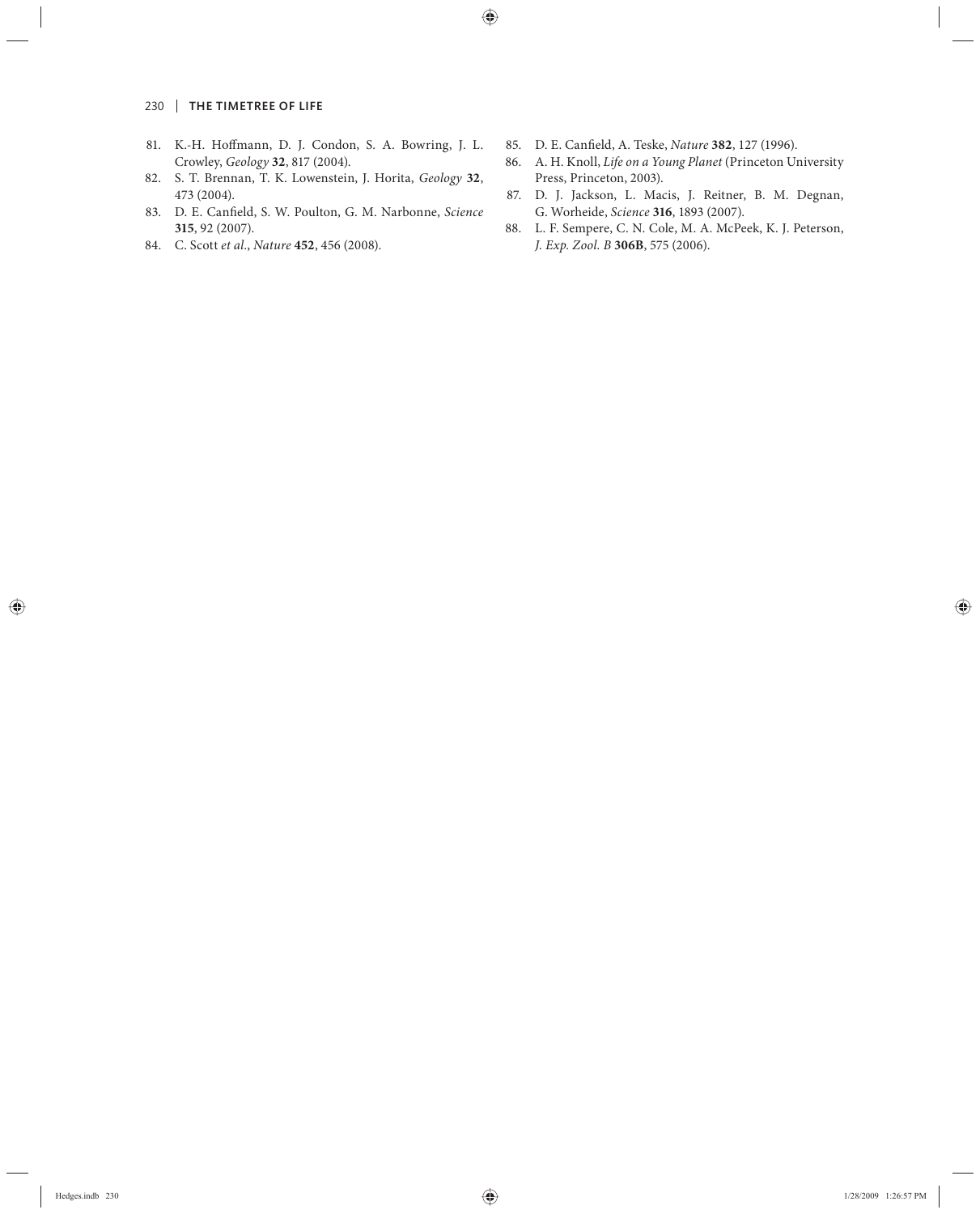81. K.-H. Hoffmann, D. J. Condon, S. A. Bowring, J. L. Crowley, *Geology* **32**, 817 (2004).
82. S. T. Brennan, T. K. Lowenstein, J. Horita, *Geology* **32**, 473 (2004).
83. D. E. Canfield, S. W. Poulton, G. M. Narbonne, *Science* **315**, 92 (2007).
84. C. Scott *et al.*, *Nature* **452**, 456 (2008).
85. D. E. Canfield, A. Teske, *Nature* **382**, 127 (1996).
86. A. H. Knoll, *Life on a Young Planet* (Princeton University Press, Princeton, 2003).
87. D. J. Jackson, L. Macis, J. Reitner, B. M. Degnan, G. Worheide, *Science* **316**, 1893 (2007).
88. L. F. Sempere, C. N. Cole, M. A. McPeek, K. J. Peterson, *J. Exp. Zool. B* **306B**, 575 (2006).